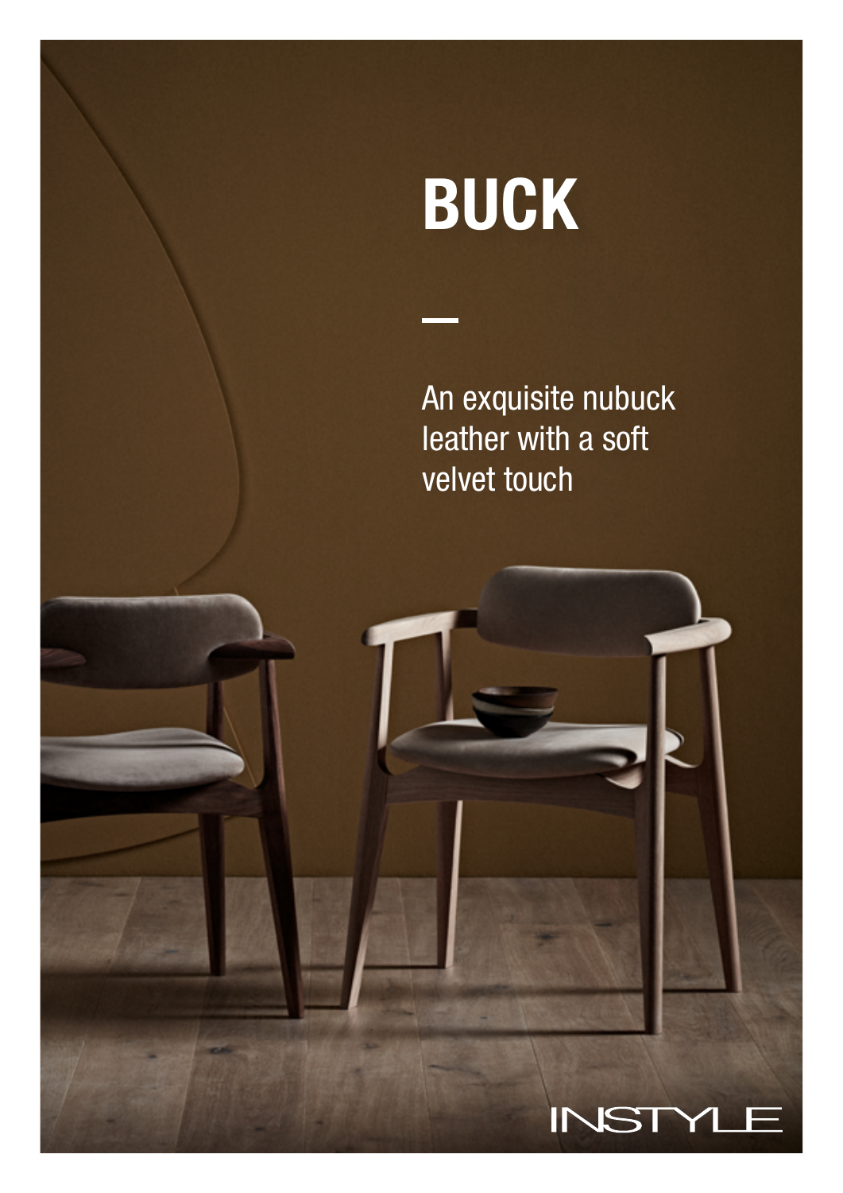# BUCK

—

An exquisite nubuck leather with a soft velvet touch

INSTYLE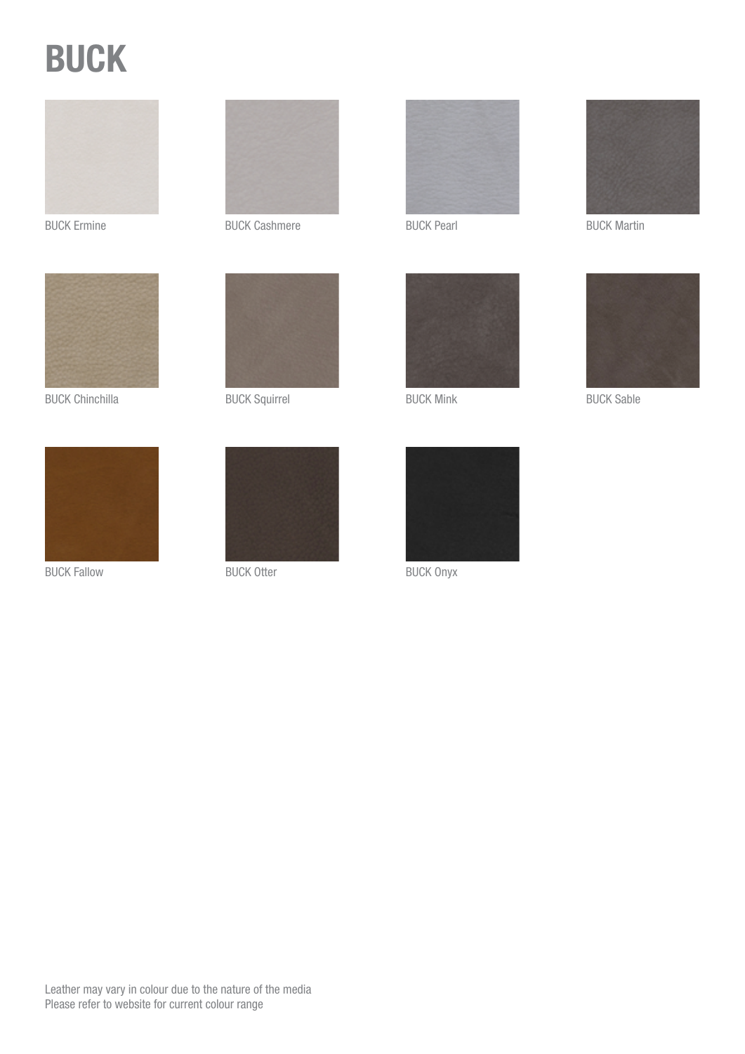# BUCK

BUCK Ermine

BUCK Cashmere

BUCK Pearl

BUCK Martin

BUCK Chinchilla

BUCK Squirrel

BUCK Mink

BUCK Sable

BUCK Fallow

BUCK Otter

BUCK Onyx

Leather may vary in colour due to the nature of the media
Please refer to website for current colour range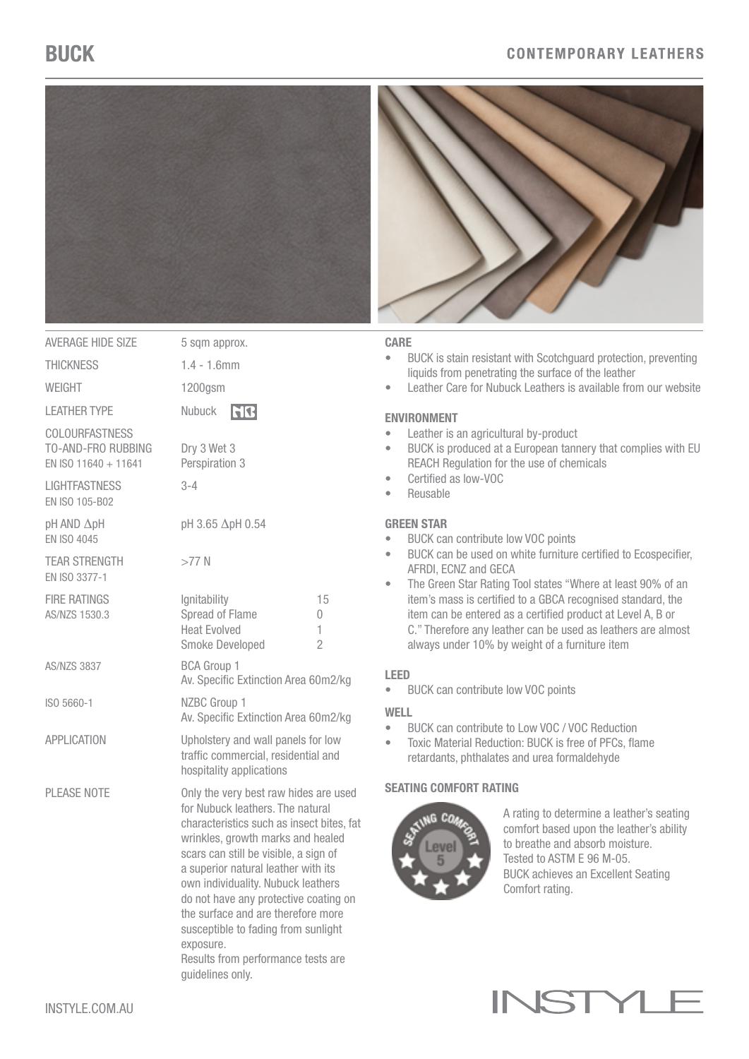# BUCK

## CONTEMPORARY LEATHERS

| | | |
|---|---|---|
| AVERAGE HIDE SIZE | 5 sqm approx. | |
| THICKNESS | 1.4 - 1.6mm | |
| WEIGHT | 1200gsm | |
| LEATHER TYPE | Nubuck | |
| COLOURFASTNESS TO-AND-FRO RUBBING EN ISO 11640 + 11641 | Dry 3 Wet 3 Perspiration 3 | |
| LIGHTFASTNESS EN ISO 105-B02 | 3-4 | |
| pH AND ΔpH EN ISO 4045 | pH 3.65 ΔpH 0.54 | |
| TEAR STRENGTH EN ISO 3377-1 | >77 N | |
| FIRE RATINGS AS/NZS 1530.3 | Ignitability | 15 |
| | Spread of Flame | 0 |
| | Heat Evolved | 1 |
| | Smoke Developed | 2 |
| AS/NZS 3837 | BCA Group 1 Av. Specific Extinction Area 60m2/kg | |
| ISO 5660-1 | NZBC Group 1 Av. Specific Extinction Area 60m2/kg | |
| APPLICATION | Upholstery and wall panels for low traffic commercial, residential and hospitality applications | |
| PLEASE NOTE | Only the very best raw hides are used for Nubuck leathers. The natural characteristics such as insect bites, fat wrinkles, growth marks and healed scars can still be visible, a sign of a superior natural leather with its own individuality. Nubuck leathers do not have any protective coating on the surface and are therefore more susceptible to fading from sunlight exposure. Results from performance tests are guidelines only. | |

### CARE

- BUCK is stain resistant with Scotchguard protection, preventing liquids from penetrating the surface of the leather
- Leather Care for Nubuck Leathers is available from our website

### ENVIRONMENT

- Leather is an agricultural by-product
- BUCK is produced at a European tannery that complies with EU REACH Regulation for the use of chemicals
- Certified as low-VOC
- Reusable

### GREEN STAR

- BUCK can contribute low VOC points
- BUCK can be used on white furniture certified to Ecospecifier, AFRDI, ECNZ and GECA
- The Green Star Rating Tool states "Where at least 90% of an item's mass is certified to a GBCA recognised standard, the item can be entered as a certified product at Level A, B or C." Therefore any leather can be used as leathers are almost always under 10% by weight of a furniture item

### LEED

- BUCK can contribute low VOC points

### WELL

- BUCK can contribute to Low VOC / VOC Reduction
- Toxic Material Reduction: BUCK is free of PFCs, flame retardants, phthalates and urea formaldehyde

### SEATING COMFORT RATING

SEATING COMFORT Level 5

A rating to determine a leather's seating comfort based upon the leather's ability to breathe and absorb moisture. Tested to ASTM E 96 M-05. BUCK achieves an Excellent Seating Comfort rating.

INSTYLE.COM.AU

INSTYLE